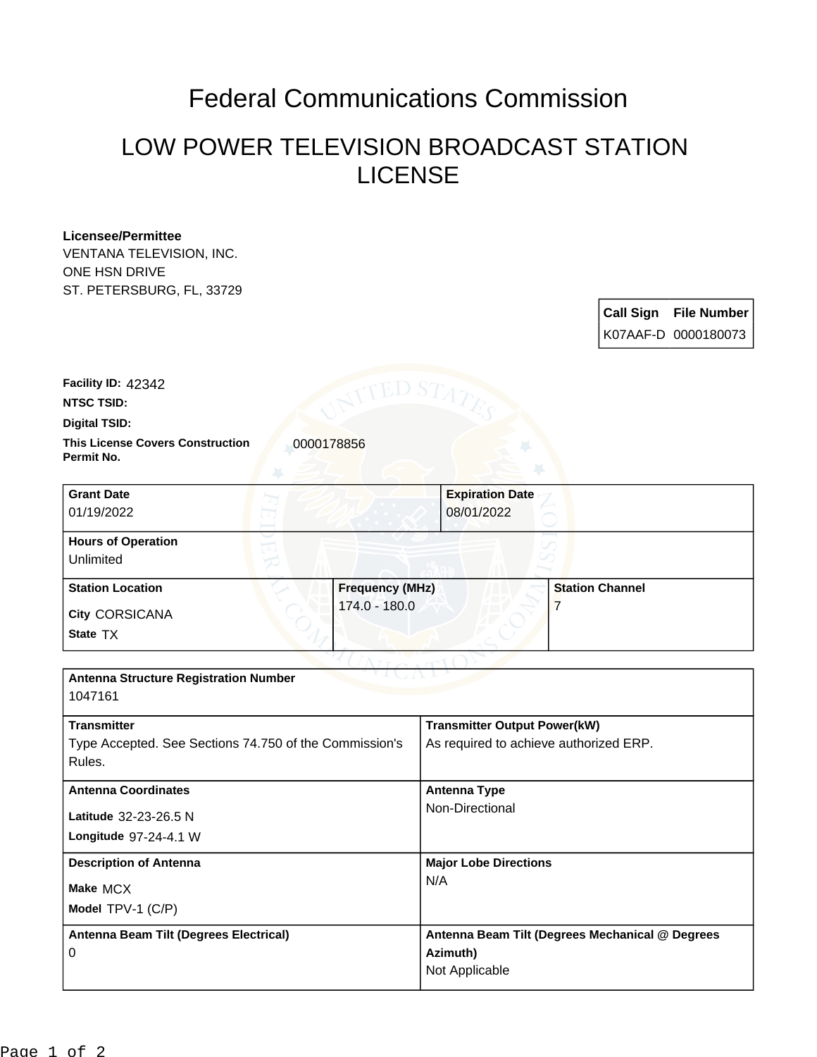# Federal Communications Commission

## LOW POWER TELEVISION BROADCAST STATION LICENSE

**Licensee/Permittee**
VENTANA TELEVISION, INC.
ONE HSN DRIVE
ST. PETERSBURG, FL, 33729

| Call Sign | File Number |
| --- | --- |
| K07AAF-D | 0000180073 |

**Facility ID:** 42342

**NTSC TSID:**

**Digital TSID:**

**This License Covers Construction Permit No.** 0000178856

| Grant Date | Expiration Date |
| --- | --- |
| 01/19/2022 | 08/01/2022 |

**Hours of Operation**
Unlimited

| Station Location | Frequency (MHz) | Station Channel |
| --- | --- | --- |
| City CORSICANA<br>State TX | 174.0 - 180.0 | 7 |

**Antenna Structure Registration Number**
1047161

| Transmitter | Transmitter Output Power(kW) |
| --- | --- |
| Type Accepted. See Sections 74.750 of the Commission's Rules. | As required to achieve authorized ERP. |

| Antenna Coordinates | Antenna Type |
| --- | --- |
| Latitude 32-23-26.5 N<br>Longitude 97-24-4.1 W | Non-Directional |

| Description of Antenna | Major Lobe Directions |
| --- | --- |
| Make MCX<br>Model TPV-1 (C/P) | N/A |

| Antenna Beam Tilt (Degrees Electrical) | Antenna Beam Tilt (Degrees Mechanical @ Degrees Azimuth) |
| --- | --- |
| 0 | Not Applicable |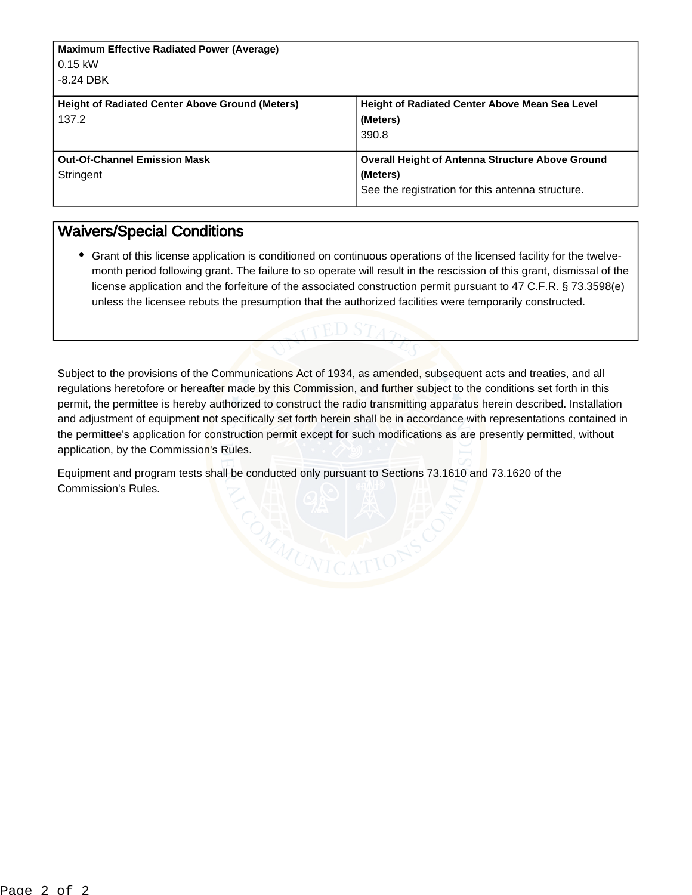| | |
|---|---|
| **Maximum Effective Radiated Power (Average)**<br>0.15 kW<br>-8.24 DBK | |
| **Height of Radiated Center Above Ground (Meters)**<br>137.2 | **Height of Radiated Center Above Mean Sea Level (Meters)**<br>390.8 |
| **Out-Of-Channel Emission Mask**<br>Stringent | **Overall Height of Antenna Structure Above Ground (Meters)**<br>See the registration for this antenna structure. |

## Waivers/Special Conditions

- Grant of this license application is conditioned on continuous operations of the licensed facility for the twelve-month period following grant. The failure to so operate will result in the rescission of this grant, dismissal of the license application and the forfeiture of the associated construction permit pursuant to 47 C.F.R. § 73.3598(e) unless the licensee rebuts the presumption that the authorized facilities were temporarily constructed.

Subject to the provisions of the Communications Act of 1934, as amended, subsequent acts and treaties, and all regulations heretofore or hereafter made by this Commission, and further subject to the conditions set forth in this permit, the permittee is hereby authorized to construct the radio transmitting apparatus herein described. Installation and adjustment of equipment not specifically set forth herein shall be in accordance with representations contained in the permittee's application for construction permit except for such modifications as are presently permitted, without application, by the Commission's Rules.

Equipment and program tests shall be conducted only pursuant to Sections 73.1610 and 73.1620 of the Commission's Rules.